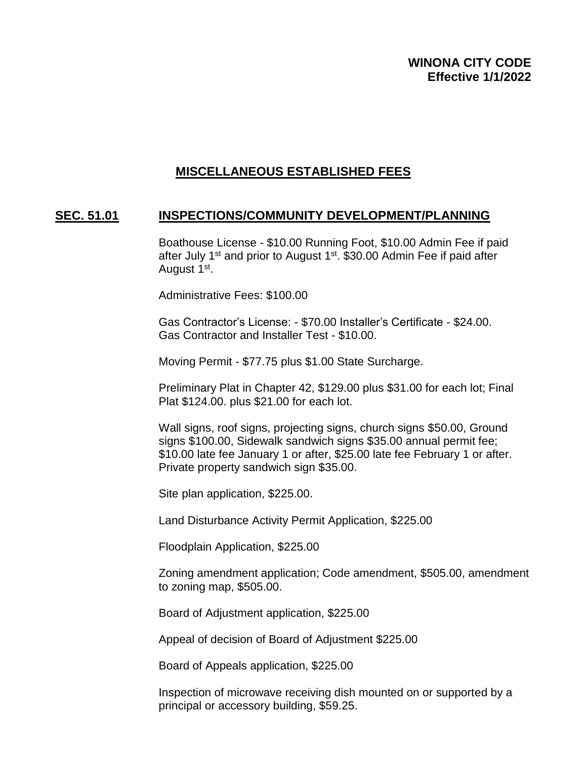**WINONA CITY CODE**
**Effective 1/1/2022**

# MISCELLANEOUS ESTABLISHED FEES

## SEC. 51.01 INSPECTIONS/COMMUNITY DEVELOPMENT/PLANNING

Boathouse License - $10.00 Running Foot, $10.00 Admin Fee if paid after July 1st and prior to August 1st. $30.00 Admin Fee if paid after August 1st.

Administrative Fees: $100.00

Gas Contractor's License: - $70.00 Installer's Certificate - $24.00. Gas Contractor and Installer Test - $10.00.

Moving Permit - $77.75 plus $1.00 State Surcharge.

Preliminary Plat in Chapter 42, $129.00 plus $31.00 for each lot; Final Plat $124.00. plus $21.00 for each lot.

Wall signs, roof signs, projecting signs, church signs $50.00, Ground signs $100.00, Sidewalk sandwich signs $35.00 annual permit fee; $10.00 late fee January 1 or after, $25.00 late fee February 1 or after. Private property sandwich sign $35.00.

Site plan application, $225.00.

Land Disturbance Activity Permit Application, $225.00

Floodplain Application, $225.00

Zoning amendment application; Code amendment, $505.00, amendment to zoning map, $505.00.

Board of Adjustment application, $225.00

Appeal of decision of Board of Adjustment $225.00

Board of Appeals application, $225.00

Inspection of microwave receiving dish mounted on or supported by a principal or accessory building, $59.25.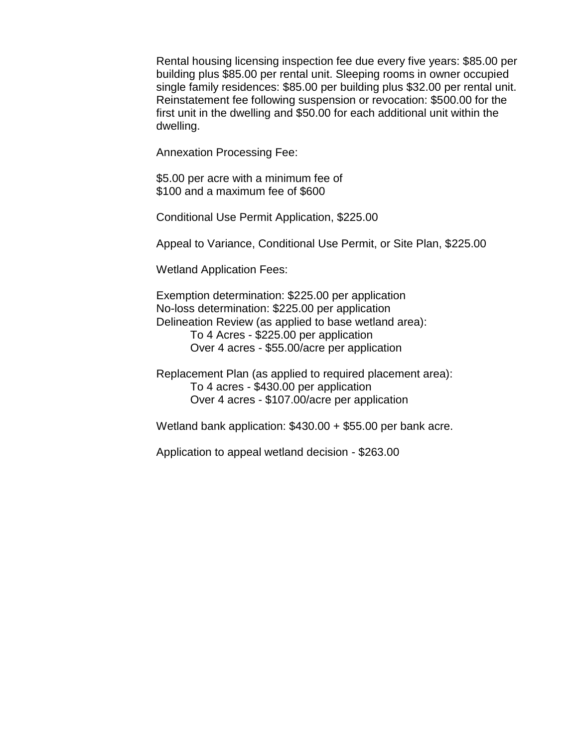Rental housing licensing inspection fee due every five years: $85.00 per building plus $85.00 per rental unit. Sleeping rooms in owner occupied single family residences: $85.00 per building plus $32.00 per rental unit. Reinstatement fee following suspension or revocation: $500.00 for the first unit in the dwelling and $50.00 for each additional unit within the dwelling.

Annexation Processing Fee:

$5.00 per acre with a minimum fee of
$100 and a maximum fee of $600

Conditional Use Permit Application, $225.00

Appeal to Variance, Conditional Use Permit, or Site Plan, $225.00

Wetland Application Fees:

Exemption determination: $225.00 per application
No-loss determination: $225.00 per application
Delineation Review (as applied to base wetland area):
- To 4 Acres - $225.00 per application
- Over 4 acres - $55.00/acre per application

Replacement Plan (as applied to required placement area):
- To 4 acres - $430.00 per application
- Over 4 acres - $107.00/acre per application

Wetland bank application: $430.00 + $55.00 per bank acre.

Application to appeal wetland decision - $263.00